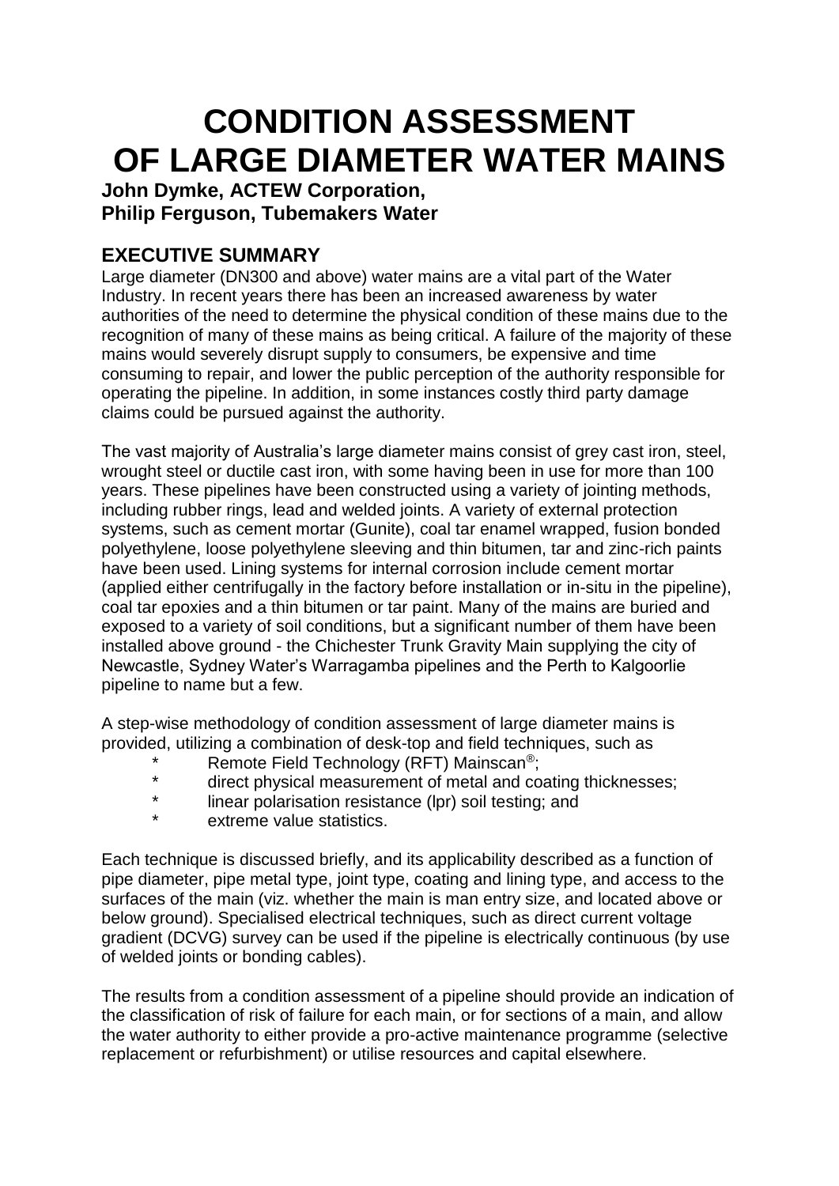# CONDITION ASSESSMENT OF LARGE DIAMETER WATER MAINS

**John Dymke, ACTEW Corporation,**
**Philip Ferguson, Tubemakers Water**

## EXECUTIVE SUMMARY

Large diameter (DN300 and above) water mains are a vital part of the Water Industry. In recent years there has been an increased awareness by water authorities of the need to determine the physical condition of these mains due to the recognition of many of these mains as being critical. A failure of the majority of these mains would severely disrupt supply to consumers, be expensive and time consuming to repair, and lower the public perception of the authority responsible for operating the pipeline. In addition, in some instances costly third party damage claims could be pursued against the authority.

The vast majority of Australia's large diameter mains consist of grey cast iron, steel, wrought steel or ductile cast iron, with some having been in use for more than 100 years. These pipelines have been constructed using a variety of jointing methods, including rubber rings, lead and welded joints. A variety of external protection systems, such as cement mortar (Gunite), coal tar enamel wrapped, fusion bonded polyethylene, loose polyethylene sleeving and thin bitumen, tar and zinc-rich paints have been used. Lining systems for internal corrosion include cement mortar (applied either centrifugally in the factory before installation or in-situ in the pipeline), coal tar epoxies and a thin bitumen or tar paint. Many of the mains are buried and exposed to a variety of soil conditions, but a significant number of them have been installed above ground - the Chichester Trunk Gravity Main supplying the city of Newcastle, Sydney Water's Warragamba pipelines and the Perth to Kalgoorlie pipeline to name but a few.

A step-wise methodology of condition assessment of large diameter mains is provided, utilizing a combination of desk-top and field techniques, such as

- Remote Field Technology (RFT) Mainscan®;
- direct physical measurement of metal and coating thicknesses;
- linear polarisation resistance (lpr) soil testing; and
- extreme value statistics.

Each technique is discussed briefly, and its applicability described as a function of pipe diameter, pipe metal type, joint type, coating and lining type, and access to the surfaces of the main (viz. whether the main is man entry size, and located above or below ground). Specialised electrical techniques, such as direct current voltage gradient (DCVG) survey can be used if the pipeline is electrically continuous (by use of welded joints or bonding cables).

The results from a condition assessment of a pipeline should provide an indication of the classification of risk of failure for each main, or for sections of a main, and allow the water authority to either provide a pro-active maintenance programme (selective replacement or refurbishment) or utilise resources and capital elsewhere.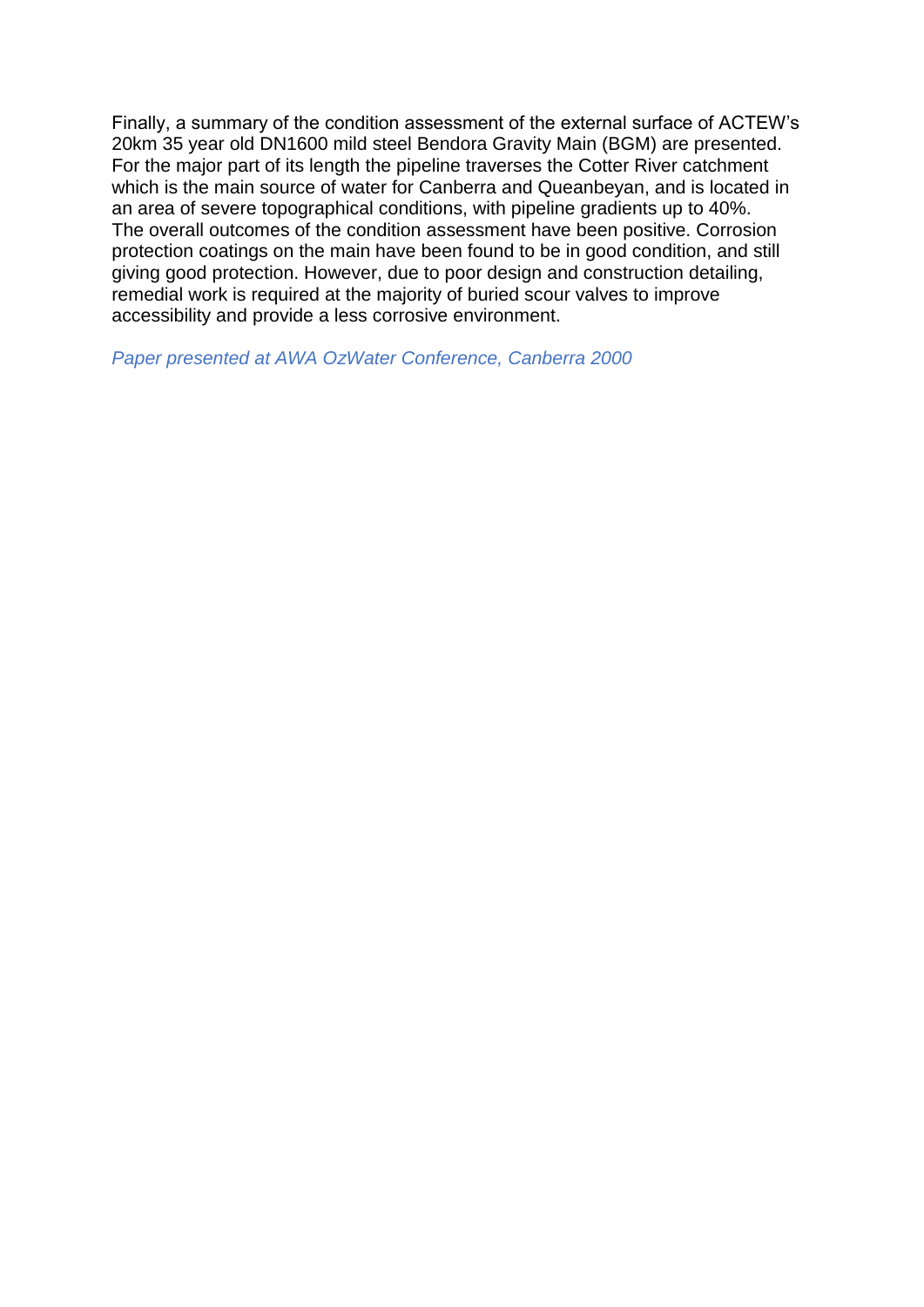Finally, a summary of the condition assessment of the external surface of ACTEW's 20km 35 year old DN1600 mild steel Bendora Gravity Main (BGM) are presented. For the major part of its length the pipeline traverses the Cotter River catchment which is the main source of water for Canberra and Queanbeyan, and is located in an area of severe topographical conditions, with pipeline gradients up to 40%. The overall outcomes of the condition assessment have been positive. Corrosion protection coatings on the main have been found to be in good condition, and still giving good protection. However, due to poor design and construction detailing, remedial work is required at the majority of buried scour valves to improve accessibility and provide a less corrosive environment.

*Paper presented at AWA OzWater Conference, Canberra 2000*